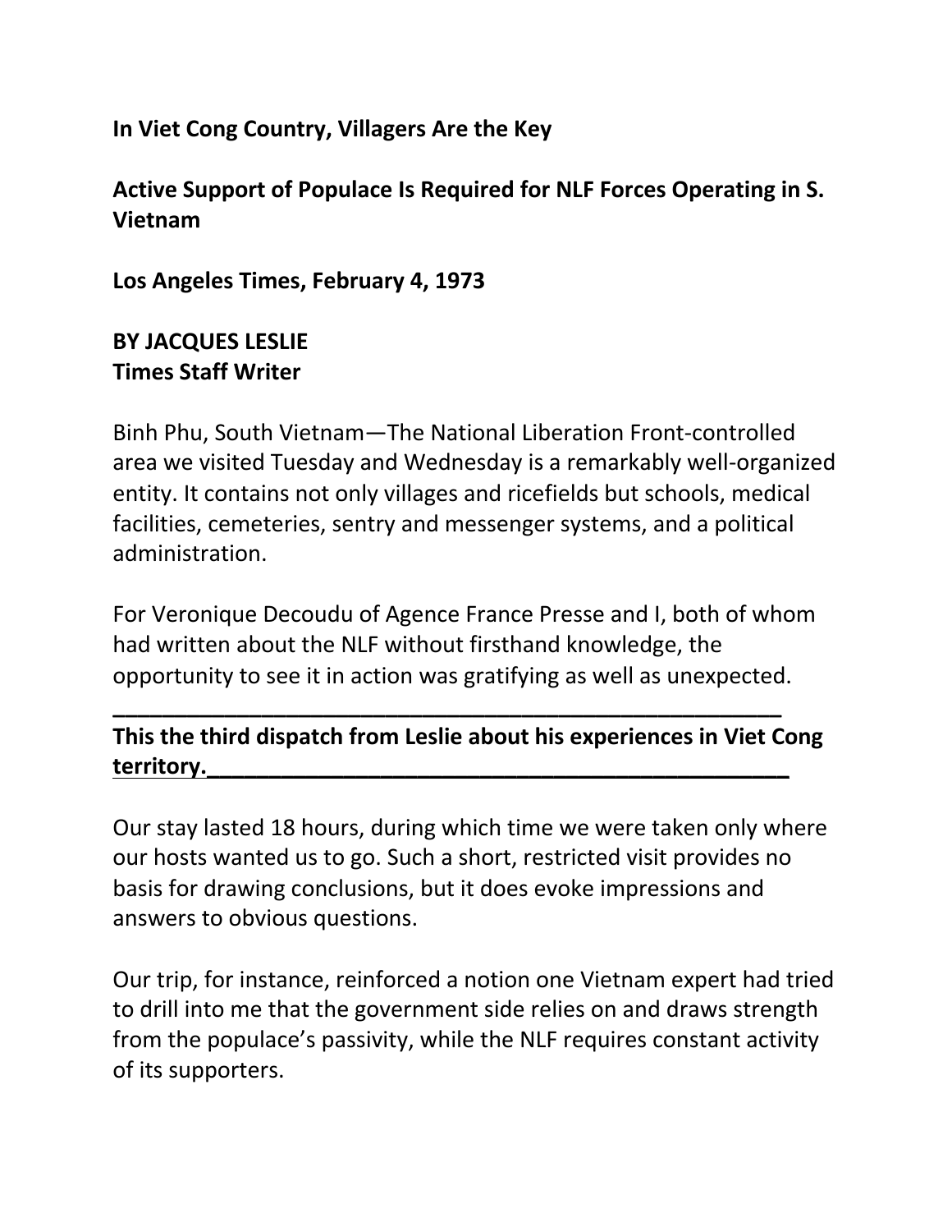**In Viet Cong Country, Villagers Are the Key**

**Active Support of Populace Is Required for NLF Forces Operating in S. Vietnam**

**Los Angeles Times, February 4, 1973**

**BY JACQUES LESLIE**
**Times Staff Writer**

Binh Phu, South Vietnam—The National Liberation Front-controlled area we visited Tuesday and Wednesday is a remarkably well-organized entity. It contains not only villages and ricefields but schools, medical facilities, cemeteries, sentry and messenger systems, and a political administration.

For Veronique Decoudu of Agence France Presse and I, both of whom had written about the NLF without firsthand knowledge, the opportunity to see it in action was gratifying as well as unexpected.

---

**This the third dispatch from Leslie about his experiences in Viet Cong territory.**

---

Our stay lasted 18 hours, during which time we were taken only where our hosts wanted us to go. Such a short, restricted visit provides no basis for drawing conclusions, but it does evoke impressions and answers to obvious questions.

Our trip, for instance, reinforced a notion one Vietnam expert had tried to drill into me that the government side relies on and draws strength from the populace's passivity, while the NLF requires constant activity of its supporters.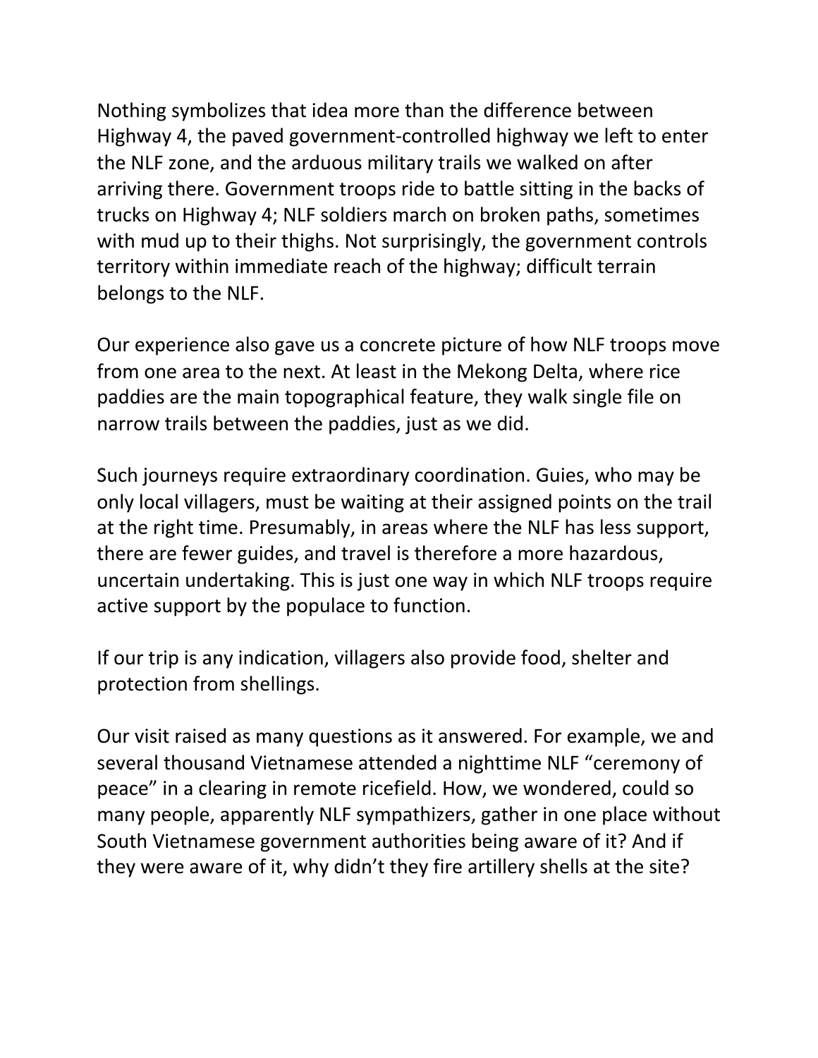Nothing symbolizes that idea more than the difference between Highway 4, the paved government-controlled highway we left to enter the NLF zone, and the arduous military trails we walked on after arriving there. Government troops ride to battle sitting in the backs of trucks on Highway 4; NLF soldiers march on broken paths, sometimes with mud up to their thighs. Not surprisingly, the government controls territory within immediate reach of the highway; difficult terrain belongs to the NLF.

Our experience also gave us a concrete picture of how NLF troops move from one area to the next. At least in the Mekong Delta, where rice paddies are the main topographical feature, they walk single file on narrow trails between the paddies, just as we did.

Such journeys require extraordinary coordination. Guies, who may be only local villagers, must be waiting at their assigned points on the trail at the right time. Presumably, in areas where the NLF has less support, there are fewer guides, and travel is therefore a more hazardous, uncertain undertaking. This is just one way in which NLF troops require active support by the populace to function.

If our trip is any indication, villagers also provide food, shelter and protection from shellings.

Our visit raised as many questions as it answered. For example, we and several thousand Vietnamese attended a nighttime NLF "ceremony of peace" in a clearing in remote ricefield. How, we wondered, could so many people, apparently NLF sympathizers, gather in one place without South Vietnamese government authorities being aware of it? And if they were aware of it, why didn't they fire artillery shells at the site?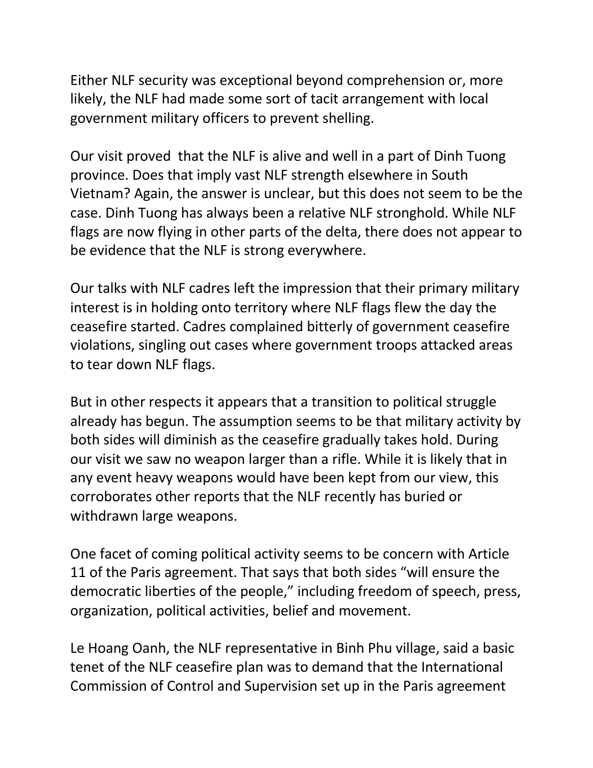Either NLF security was exceptional beyond comprehension or, more likely, the NLF had made some sort of tacit arrangement with local government military officers to prevent shelling.

Our visit proved that the NLF is alive and well in a part of Dinh Tuong province. Does that imply vast NLF strength elsewhere in South Vietnam? Again, the answer is unclear, but this does not seem to be the case. Dinh Tuong has always been a relative NLF stronghold. While NLF flags are now flying in other parts of the delta, there does not appear to be evidence that the NLF is strong everywhere.

Our talks with NLF cadres left the impression that their primary military interest is in holding onto territory where NLF flags flew the day the ceasefire started. Cadres complained bitterly of government ceasefire violations, singling out cases where government troops attacked areas to tear down NLF flags.

But in other respects it appears that a transition to political struggle already has begun. The assumption seems to be that military activity by both sides will diminish as the ceasefire gradually takes hold. During our visit we saw no weapon larger than a rifle. While it is likely that in any event heavy weapons would have been kept from our view, this corroborates other reports that the NLF recently has buried or withdrawn large weapons.

One facet of coming political activity seems to be concern with Article 11 of the Paris agreement. That says that both sides "will ensure the democratic liberties of the people," including freedom of speech, press, organization, political activities, belief and movement.

Le Hoang Oanh, the NLF representative in Binh Phu village, said a basic tenet of the NLF ceasefire plan was to demand that the International Commission of Control and Supervision set up in the Paris agreement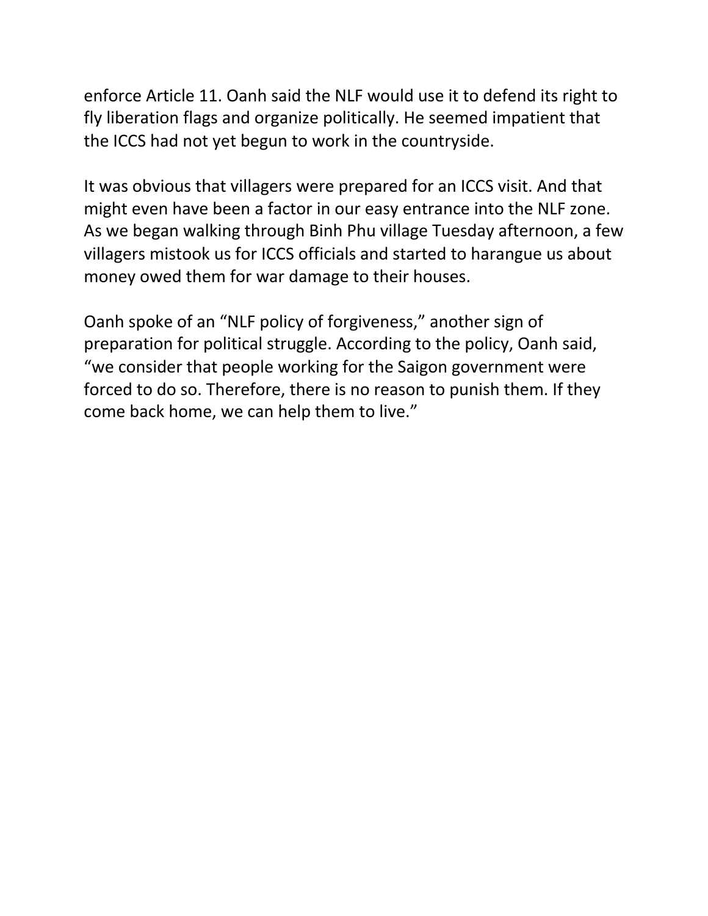enforce Article 11. Oanh said the NLF would use it to defend its right to fly liberation flags and organize politically. He seemed impatient that the ICCS had not yet begun to work in the countryside.

It was obvious that villagers were prepared for an ICCS visit. And that might even have been a factor in our easy entrance into the NLF zone. As we began walking through Binh Phu village Tuesday afternoon, a few villagers mistook us for ICCS officials and started to harangue us about money owed them for war damage to their houses.

Oanh spoke of an "NLF policy of forgiveness," another sign of preparation for political struggle. According to the policy, Oanh said, "we consider that people working for the Saigon government were forced to do so. Therefore, there is no reason to punish them. If they come back home, we can help them to live."